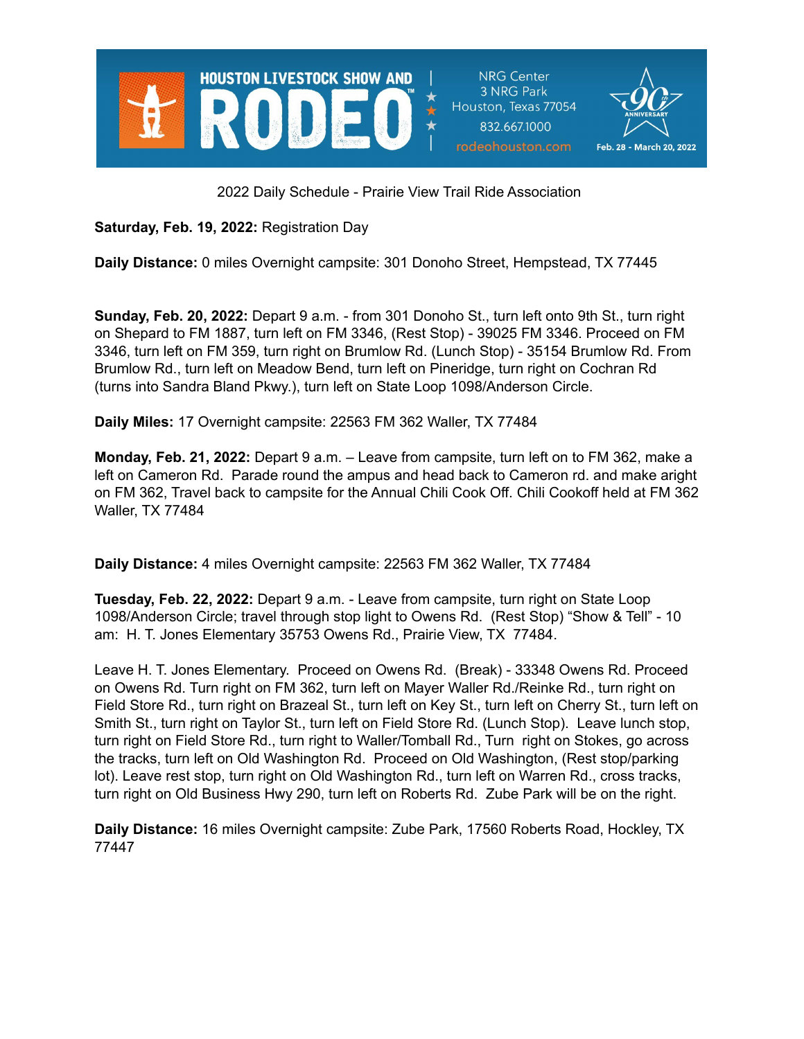HOUSTON LIVESTOCK SHOW AND RODEO™ | NRG Center, 3 NRG Park, Houston, Texas 77054, 832.667.1000, rodeohouston.com | 90th Anniversary | Feb. 28 - March 20, 2022

2022 Daily Schedule - Prairie View Trail Ride Association

**Saturday, Feb. 19, 2022:** Registration Day

**Daily Distance:** 0 miles Overnight campsite: 301 Donoho Street, Hempstead, TX 77445

**Sunday, Feb. 20, 2022:** Depart 9 a.m. - from 301 Donoho St., turn left onto 9th St., turn right on Shepard to FM 1887, turn left on FM 3346, (Rest Stop) - 39025 FM 3346. Proceed on FM 3346, turn left on FM 359, turn right on Brumlow Rd. (Lunch Stop) - 35154 Brumlow Rd. From Brumlow Rd., turn left on Meadow Bend, turn left on Pineridge, turn right on Cochran Rd (turns into Sandra Bland Pkwy.), turn left on State Loop 1098/Anderson Circle.

**Daily Miles:** 17 Overnight campsite: 22563 FM 362 Waller, TX 77484

**Monday, Feb. 21, 2022:** Depart 9 a.m. – Leave from campsite, turn left on to FM 362, make a left on Cameron Rd. Parade round the ampus and head back to Cameron rd. and make aright on FM 362, Travel back to campsite for the Annual Chili Cook Off. Chili Cookoff held at FM 362 Waller, TX 77484

**Daily Distance:** 4 miles Overnight campsite: 22563 FM 362 Waller, TX 77484

**Tuesday, Feb. 22, 2022:** Depart 9 a.m. - Leave from campsite, turn right on State Loop 1098/Anderson Circle; travel through stop light to Owens Rd. (Rest Stop) "Show & Tell" - 10 am: H. T. Jones Elementary 35753 Owens Rd., Prairie View, TX 77484.

Leave H. T. Jones Elementary. Proceed on Owens Rd. (Break) - 33348 Owens Rd. Proceed on Owens Rd. Turn right on FM 362, turn left on Mayer Waller Rd./Reinke Rd., turn right on Field Store Rd., turn right on Brazeal St., turn left on Key St., turn left on Cherry St., turn left on Smith St., turn right on Taylor St., turn left on Field Store Rd. (Lunch Stop). Leave lunch stop, turn right on Field Store Rd., turn right to Waller/Tomball Rd., Turn right on Stokes, go across the tracks, turn left on Old Washington Rd. Proceed on Old Washington, (Rest stop/parking lot). Leave rest stop, turn right on Old Washington Rd., turn left on Warren Rd., cross tracks, turn right on Old Business Hwy 290, turn left on Roberts Rd. Zube Park will be on the right.

**Daily Distance:** 16 miles Overnight campsite: Zube Park, 17560 Roberts Road, Hockley, TX 77447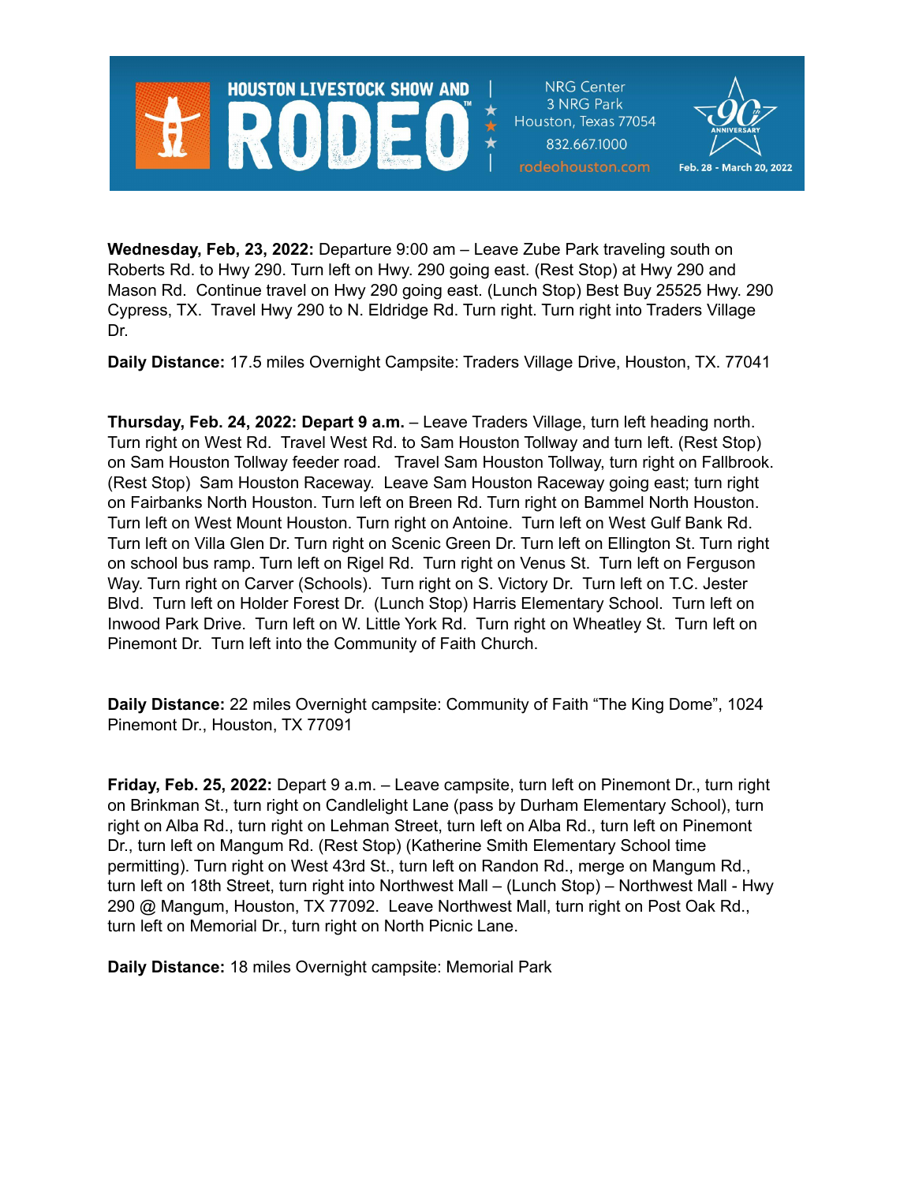HOUSTON LIVESTOCK SHOW AND RODEO™ | NRG Center 3 NRG Park Houston, Texas 77054 832.667.1000 rodeohouston.com | 90th ANNIVERSARY Feb. 28 - March 20, 2022

**Wednesday, Feb, 23, 2022:** Departure 9:00 am – Leave Zube Park traveling south on Roberts Rd. to Hwy 290. Turn left on Hwy. 290 going east. (Rest Stop) at Hwy 290 and Mason Rd. Continue travel on Hwy 290 going east. (Lunch Stop) Best Buy 25525 Hwy. 290 Cypress, TX. Travel Hwy 290 to N. Eldridge Rd. Turn right. Turn right into Traders Village Dr.

**Daily Distance:** 17.5 miles Overnight Campsite: Traders Village Drive, Houston, TX. 77041

**Thursday, Feb. 24, 2022: Depart 9 a.m.** – Leave Traders Village, turn left heading north. Turn right on West Rd. Travel West Rd. to Sam Houston Tollway and turn left. (Rest Stop) on Sam Houston Tollway feeder road. Travel Sam Houston Tollway, turn right on Fallbrook. (Rest Stop) Sam Houston Raceway. Leave Sam Houston Raceway going east; turn right on Fairbanks North Houston. Turn left on Breen Rd. Turn right on Bammel North Houston. Turn left on West Mount Houston. Turn right on Antoine. Turn left on West Gulf Bank Rd. Turn left on Villa Glen Dr. Turn right on Scenic Green Dr. Turn left on Ellington St. Turn right on school bus ramp. Turn left on Rigel Rd. Turn right on Venus St. Turn left on Ferguson Way. Turn right on Carver (Schools). Turn right on S. Victory Dr. Turn left on T.C. Jester Blvd. Turn left on Holder Forest Dr. (Lunch Stop) Harris Elementary School. Turn left on Inwood Park Drive. Turn left on W. Little York Rd. Turn right on Wheatley St. Turn left on Pinemont Dr. Turn left into the Community of Faith Church.

**Daily Distance:** 22 miles Overnight campsite: Community of Faith "The King Dome", 1024 Pinemont Dr., Houston, TX 77091

**Friday, Feb. 25, 2022:** Depart 9 a.m. – Leave campsite, turn left on Pinemont Dr., turn right on Brinkman St., turn right on Candlelight Lane (pass by Durham Elementary School), turn right on Alba Rd., turn right on Lehman Street, turn left on Alba Rd., turn left on Pinemont Dr., turn left on Mangum Rd. (Rest Stop) (Katherine Smith Elementary School time permitting). Turn right on West 43rd St., turn left on Randon Rd., merge on Mangum Rd., turn left on 18th Street, turn right into Northwest Mall – (Lunch Stop) – Northwest Mall - Hwy 290 @ Mangum, Houston, TX 77092. Leave Northwest Mall, turn right on Post Oak Rd., turn left on Memorial Dr., turn right on North Picnic Lane.

**Daily Distance:** 18 miles Overnight campsite: Memorial Park